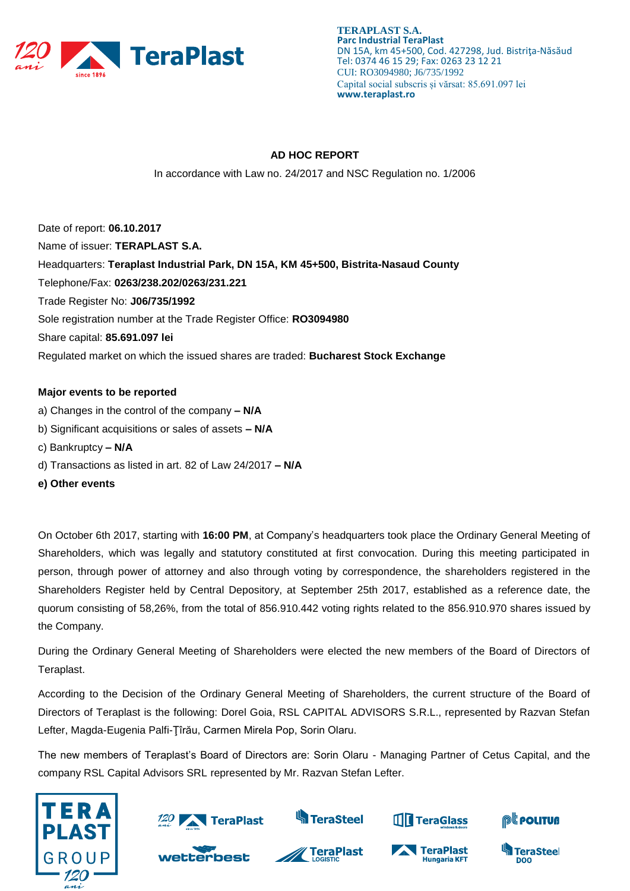TERAPLAST S.A.
**Parc Industrial TeraPlast**
DN 15A, km 45+500, Cod. 427298, Jud. Bistriţa-Năsăud
Tel: 0374 46 15 29; Fax: 0263 23 12 21
CUI: RO3094980; J6/735/1992
Capital social subscris şi vărsat: 85.691.097 lei
**www.teraplast.ro**

## AD HOC REPORT

In accordance with Law no. 24/2017 and NSC Regulation no. 1/2006

Date of report: **06.10.2017**

Name of issuer: **TERAPLAST S.A.**

Headquarters: **Teraplast Industrial Park, DN 15A, KM 45+500, Bistrita-Nasaud County**

Telephone/Fax: **0263/238.202/0263/231.221**

Trade Register No: **J06/735/1992**

Sole registration number at the Trade Register Office: **RO3094980**

Share capital: **85.691.097 lei**

Regulated market on which the issued shares are traded: **Bucharest Stock Exchange**

**Major events to be reported**

a) Changes in the control of the company **– N/A**

b) Significant acquisitions or sales of assets **– N/A**

c) Bankruptcy **– N/A**

d) Transactions as listed in art. 82 of Law 24/2017 **– N/A**

**e) Other events**

On October 6th 2017, starting with **16:00 PM**, at Company's headquarters took place the Ordinary General Meeting of Shareholders, which was legally and statutory constituted at first convocation. During this meeting participated in person, through power of attorney and also through voting by correspondence, the shareholders registered in the Shareholders Register held by Central Depository, at September 25th 2017, established as a reference date, the quorum consisting of 58,26%, from the total of 856.910.442 voting rights related to the 856.910.970 shares issued by the Company.

During the Ordinary General Meeting of Shareholders were elected the new members of the Board of Directors of Teraplast.

According to the Decision of the Ordinary General Meeting of Shareholders, the current structure of the Board of Directors of Teraplast is the following: Dorel Goia, RSL CAPITAL ADVISORS S.R.L., represented by Razvan Stefan Lefter, Magda-Eugenia Palfi-Ţîrău, Carmen Mirela Pop, Sorin Olaru.

The new members of Teraplast's Board of Directors are: Sorin Olaru - Managing Partner of Cetus Capital, and the company RSL Capital Advisors SRL represented by Mr. Razvan Stefan Lefter.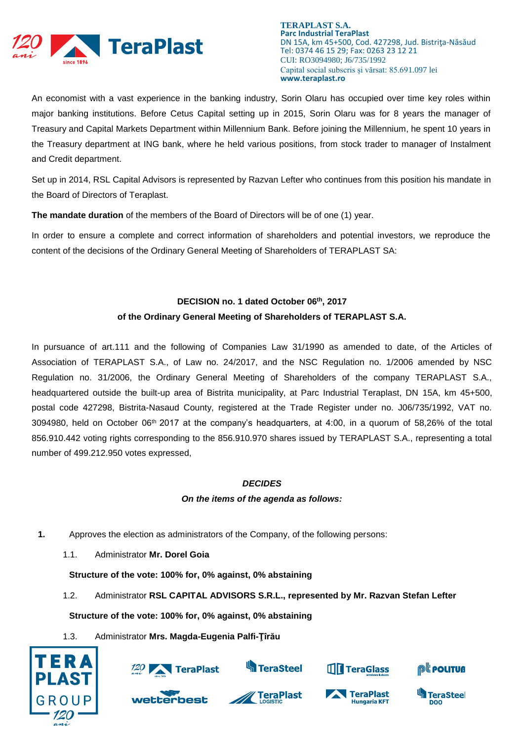An economist with a vast experience in the banking industry, Sorin Olaru has occupied over time key roles within major banking institutions. Before Cetus Capital setting up in 2015, Sorin Olaru was for 8 years the manager of Treasury and Capital Markets Department within Millennium Bank. Before joining the Millennium, he spent 10 years in the Treasury department at ING bank, where he held various positions, from stock trader to manager of Instalment and Credit department.

Set up in 2014, RSL Capital Advisors is represented by Razvan Lefter who continues from this position his mandate in the Board of Directors of Teraplast.

**The mandate duration** of the members of the Board of Directors will be of one (1) year.

In order to ensure a complete and correct information of shareholders and potential investors, we reproduce the content of the decisions of the Ordinary General Meeting of Shareholders of TERAPLAST SA:

**DECISION no. 1 dated October 06th, 2017**
**of the Ordinary General Meeting of Shareholders of TERAPLAST S.A.**

In pursuance of art.111 and the following of Companies Law 31/1990 as amended to date, of the Articles of Association of TERAPLAST S.A., of Law no. 24/2017, and the NSC Regulation no. 1/2006 amended by NSC Regulation no. 31/2006, the Ordinary General Meeting of Shareholders of the company TERAPLAST S.A., headquartered outside the built-up area of Bistrita municipality, at Parc Industrial Teraplast, DN 15A, km 45+500, postal code 427298, Bistrita-Nasaud County, registered at the Trade Register under no. J06/735/1992, VAT no. 3094980, held on October 06th 2017 at the company's headquarters, at 4:00, in a quorum of 58,26% of the total 856.910.442 voting rights corresponding to the 856.910.970 shares issued by TERAPLAST S.A., representing a total number of 499.212.950 votes expressed,

***DECIDES***
***On the items of the agenda as follows:***

**1.** Approves the election as administrators of the Company, of the following persons:

1.1. Administrator **Mr. Dorel Goia**

**Structure of the vote: 100% for, 0% against, 0% abstaining**

1.2. Administrator **RSL CAPITAL ADVISORS S.R.L., represented by Mr. Razvan Stefan Lefter**

**Structure of the vote: 100% for, 0% against, 0% abstaining**

1.3. Administrator **Mrs. Magda-Eugenia Palfi-Ţîrău**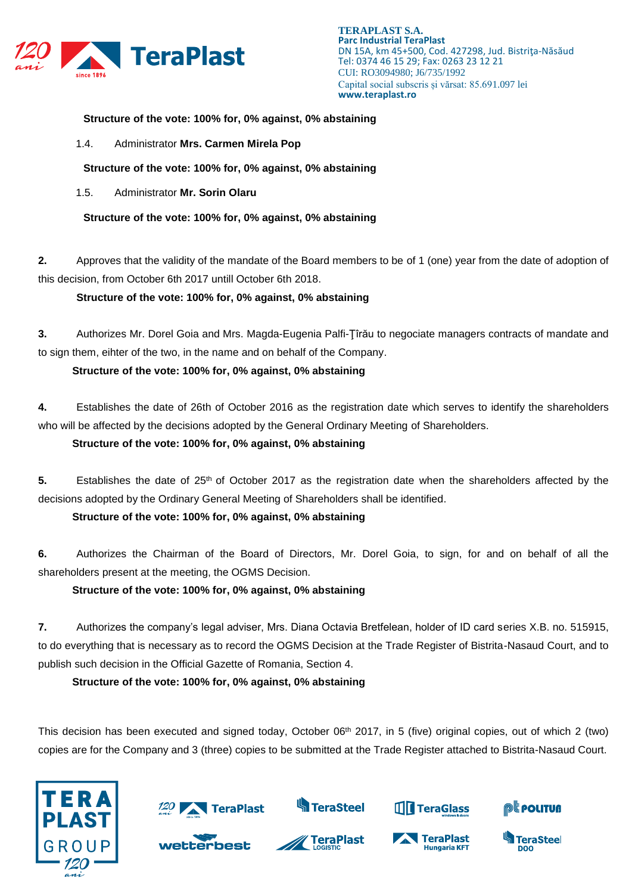**Structure of the vote: 100% for, 0% against, 0% abstaining**

1.4. Administrator **Mrs. Carmen Mirela Pop**

**Structure of the vote: 100% for, 0% against, 0% abstaining**

1.5. Administrator **Mr. Sorin Olaru**

**Structure of the vote: 100% for, 0% against, 0% abstaining**

**2.** Approves that the validity of the mandate of the Board members to be of 1 (one) year from the date of adoption of this decision, from October 6th 2017 untill October 6th 2018.

**Structure of the vote: 100% for, 0% against, 0% abstaining**

**3.** Authorizes Mr. Dorel Goia and Mrs. Magda-Eugenia Palfi-Ţîrău to negociate managers contracts of mandate and to sign them, eihter of the two, in the name and on behalf of the Company.

**Structure of the vote: 100% for, 0% against, 0% abstaining**

**4.** Establishes the date of 26th of October 2016 as the registration date which serves to identify the shareholders who will be affected by the decisions adopted by the General Ordinary Meeting of Shareholders.

**Structure of the vote: 100% for, 0% against, 0% abstaining**

**5.** Establishes the date of 25th of October 2017 as the registration date when the shareholders affected by the decisions adopted by the Ordinary General Meeting of Shareholders shall be identified.

**Structure of the vote: 100% for, 0% against, 0% abstaining**

**6.** Authorizes the Chairman of the Board of Directors, Mr. Dorel Goia, to sign, for and on behalf of all the shareholders present at the meeting, the OGMS Decision.

**Structure of the vote: 100% for, 0% against, 0% abstaining**

**7.** Authorizes the company's legal adviser, Mrs. Diana Octavia Bretfelean, holder of ID card series X.B. no. 515915, to do everything that is necessary as to record the OGMS Decision at the Trade Register of Bistrita-Nasaud Court, and to publish such decision in the Official Gazette of Romania, Section 4.

**Structure of the vote: 100% for, 0% against, 0% abstaining**

This decision has been executed and signed today, October 06th 2017, in 5 (five) original copies, out of which 2 (two) copies are for the Company and 3 (three) copies to be submitted at the Trade Register attached to Bistrita-Nasaud Court.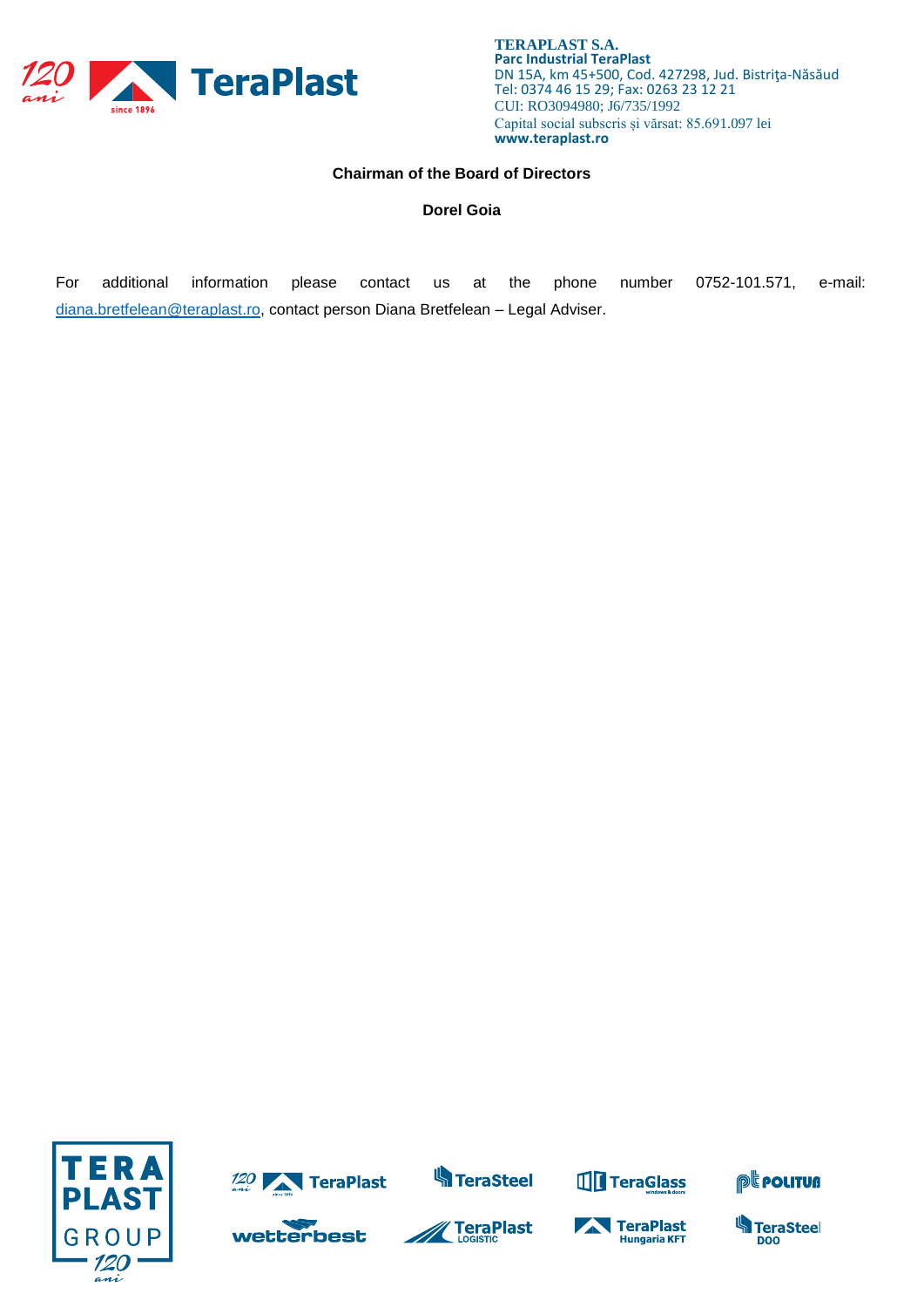**Chairman of the Board of Directors**

**Dorel Goia**

For additional information please contact us at the phone number 0752-101.571, e-mail: diana.bretfelean@teraplast.ro, contact person Diana Bretfelean – Legal Adviser.